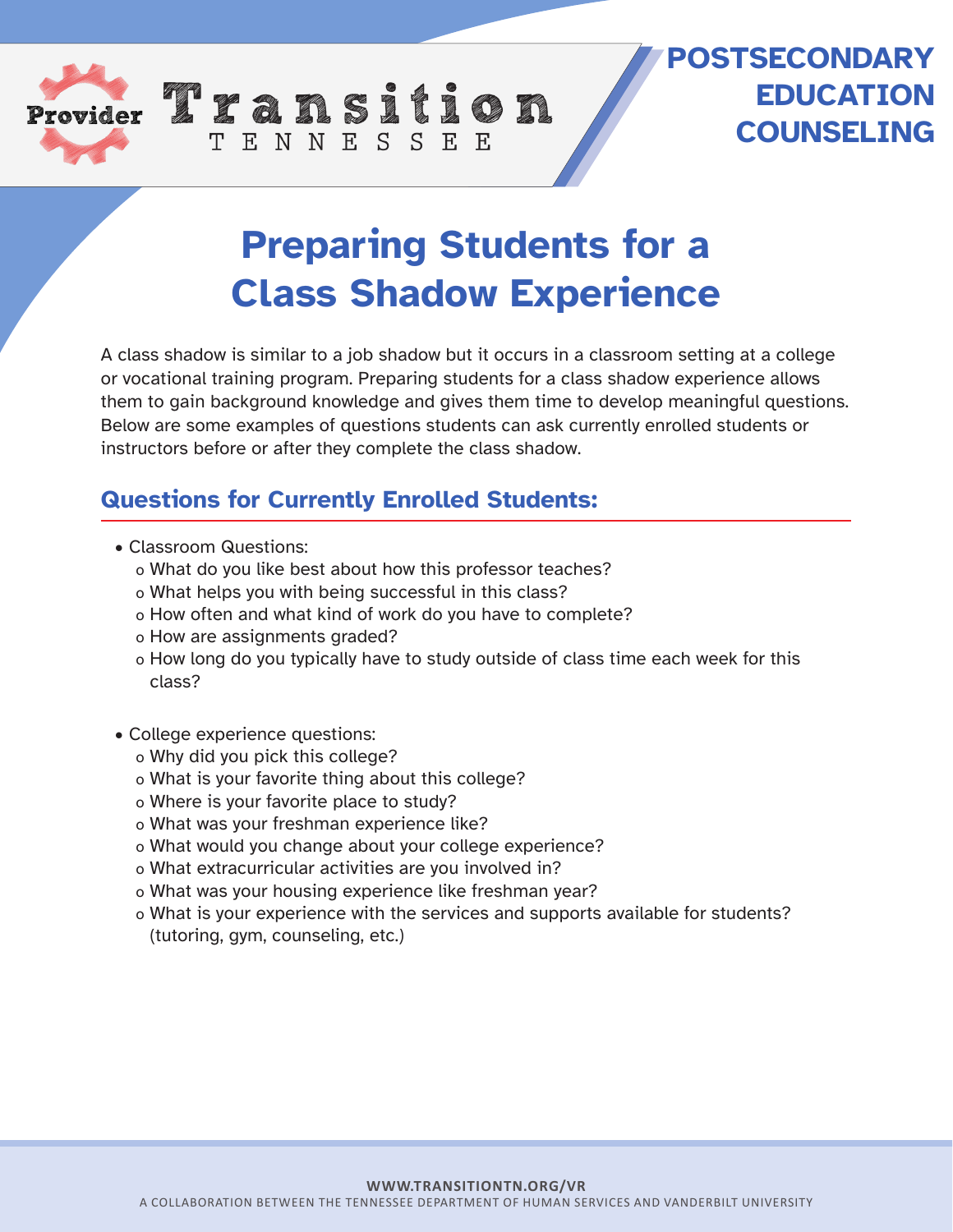Provider Transition TENNESSEE

**POSTSECONDARY EDUCATION COUNSELING**

# Preparing Students for a Class Shadow Experience

A class shadow is similar to a job shadow but it occurs in a classroom setting at a college or vocational training program. Preparing students for a class shadow experience allows them to gain background knowledge and gives them time to develop meaningful questions. Below are some examples of questions students can ask currently enrolled students or instructors before or after they complete the class shadow.

## Questions for Currently Enrolled Students:

- Classroom Questions:
  - What do you like best about how this professor teaches?
  - What helps you with being successful in this class?
  - How often and what kind of work do you have to complete?
  - How are assignments graded?
  - How long do you typically have to study outside of class time each week for this class?

- College experience questions:
  - Why did you pick this college?
  - What is your favorite thing about this college?
  - Where is your favorite place to study?
  - What was your freshman experience like?
  - What would you change about your college experience?
  - What extracurricular activities are you involved in?
  - What was your housing experience like freshman year?
  - What is your experience with the services and supports available for students? (tutoring, gym, counseling, etc.)

WWW.TRANSITIONTN.ORG/VR

A COLLABORATION BETWEEN THE TENNESSEE DEPARTMENT OF HUMAN SERVICES AND VANDERBILT UNIVERSITY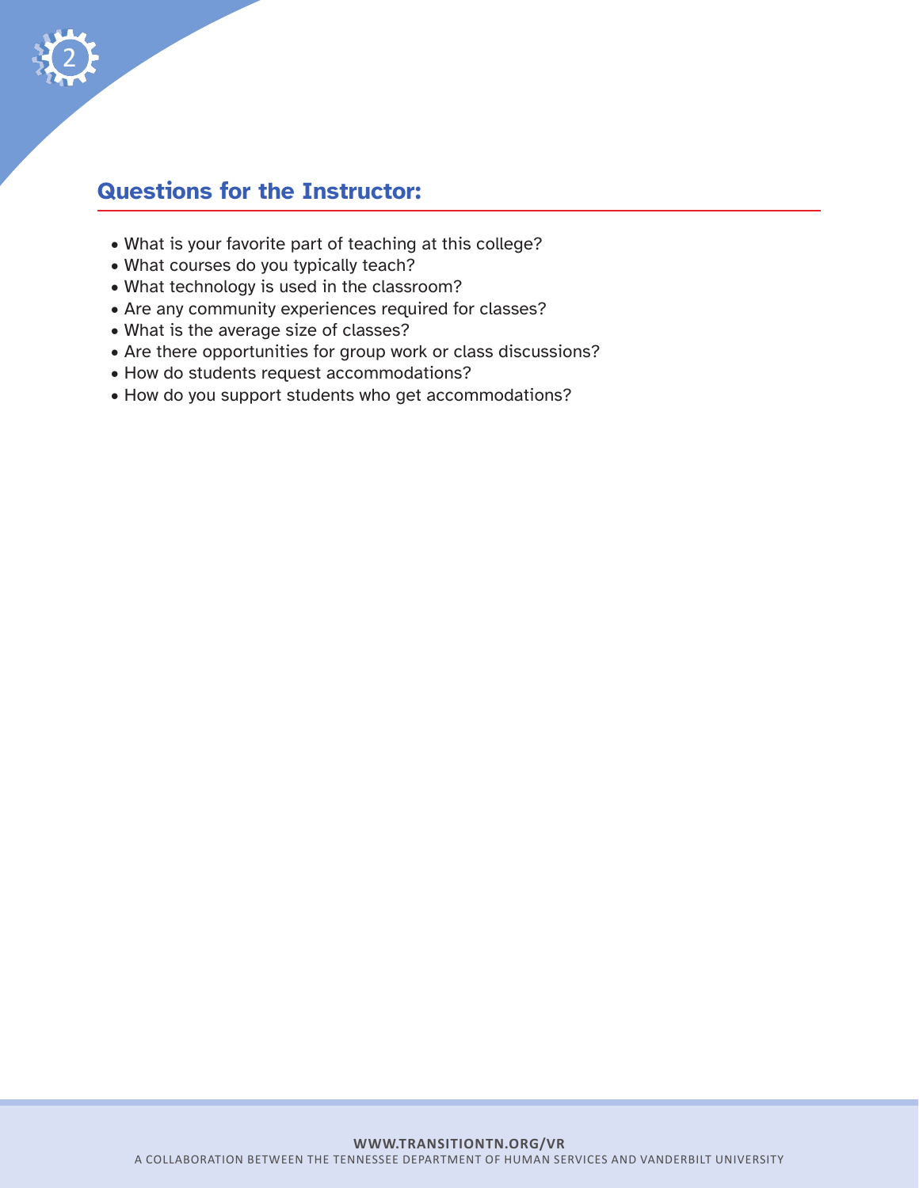## Questions for the Instructor:

- What is your favorite part of teaching at this college?
- What courses do you typically teach?
- What technology is used in the classroom?
- Are any community experiences required for classes?
- What is the average size of classes?
- Are there opportunities for group work or class discussions?
- How do students request accommodations?
- How do you support students who get accommodations?

**WWW.TRANSITIONTN.ORG/VR**

A COLLABORATION BETWEEN THE TENNESSEE DEPARTMENT OF HUMAN SERVICES AND VANDERBILT UNIVERSITY